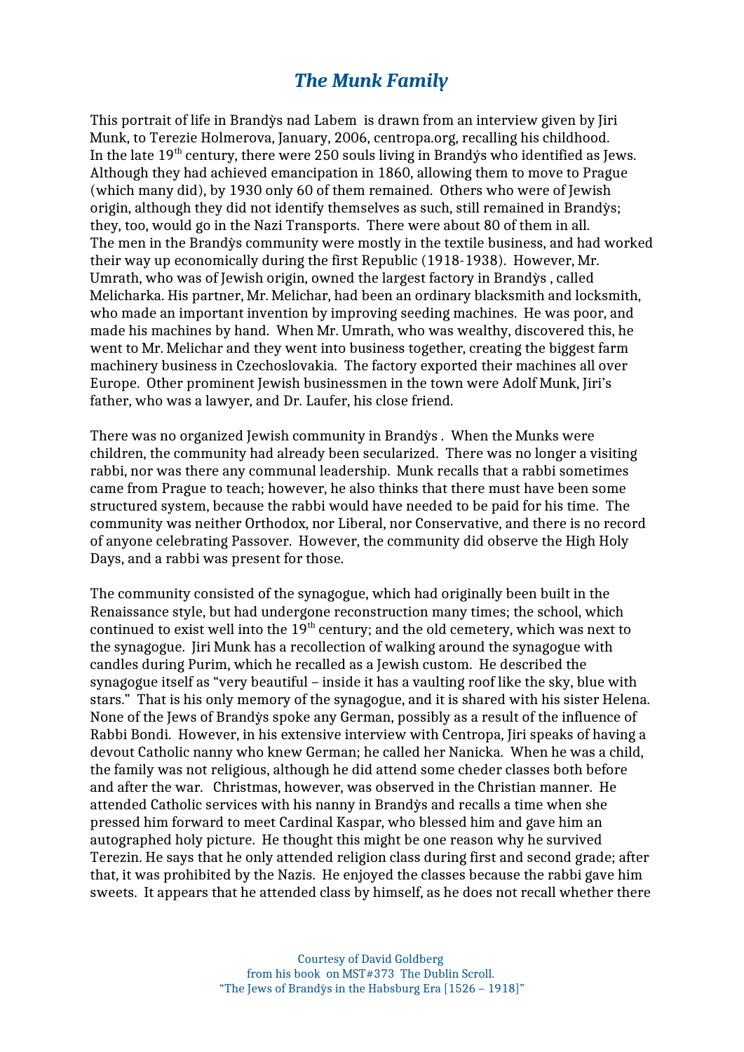# *The Munk Family*

This portrait of life in Brandỳs nad Labem is drawn from an interview given by Jiri Munk, to Terezie Holmerova, January, 2006, centropa.org, recalling his childhood. In the late 19th century, there were 250 souls living in Brandýs who identified as Jews. Although they had achieved emancipation in 1860, allowing them to move to Prague (which many did), by 1930 only 60 of them remained. Others who were of Jewish origin, although they did not identify themselves as such, still remained in Brandỳs; they, too, would go in the Nazi Transports. There were about 80 of them in all. The men in the Brandỳs community were mostly in the textile business, and had worked their way up economically during the first Republic (1918-1938). However, Mr. Umrath, who was of Jewish origin, owned the largest factory in Brandỳs , called Melicharka. His partner, Mr. Melichar, had been an ordinary blacksmith and locksmith, who made an important invention by improving seeding machines. He was poor, and made his machines by hand. When Mr. Umrath, who was wealthy, discovered this, he went to Mr. Melichar and they went into business together, creating the biggest farm machinery business in Czechoslovakia. The factory exported their machines all over Europe. Other prominent Jewish businessmen in the town were Adolf Munk, Jiri's father, who was a lawyer, and Dr. Laufer, his close friend.

There was no organized Jewish community in Brandỳs . When the Munks were children, the community had already been secularized. There was no longer a visiting rabbi, nor was there any communal leadership. Munk recalls that a rabbi sometimes came from Prague to teach; however, he also thinks that there must have been some structured system, because the rabbi would have needed to be paid for his time. The community was neither Orthodox, nor Liberal, nor Conservative, and there is no record of anyone celebrating Passover. However, the community did observe the High Holy Days, and a rabbi was present for those.

The community consisted of the synagogue, which had originally been built in the Renaissance style, but had undergone reconstruction many times; the school, which continued to exist well into the 19th century; and the old cemetery, which was next to the synagogue. Jiri Munk has a recollection of walking around the synagogue with candles during Purim, which he recalled as a Jewish custom. He described the synagogue itself as "very beautiful – inside it has a vaulting roof like the sky, blue with stars." That is his only memory of the synagogue, and it is shared with his sister Helena. None of the Jews of Brandỳs spoke any German, possibly as a result of the influence of Rabbi Bondi. However, in his extensive interview with Centropa, Jiri speaks of having a devout Catholic nanny who knew German; he called her Nanicka. When he was a child, the family was not religious, although he did attend some cheder classes both before and after the war. Christmas, however, was observed in the Christian manner. He attended Catholic services with his nanny in Brandỳs and recalls a time when she pressed him forward to meet Cardinal Kaspar, who blessed him and gave him an autographed holy picture. He thought this might be one reason why he survived Terezin. He says that he only attended religion class during first and second grade; after that, it was prohibited by the Nazis. He enjoyed the classes because the rabbi gave him sweets. It appears that he attended class by himself, as he does not recall whether there

Courtesy of David Goldberg
from his book on MST#373 The Dublin Scroll.
"The Jews of Brandỳs in the Habsburg Era [1526 – 1918]"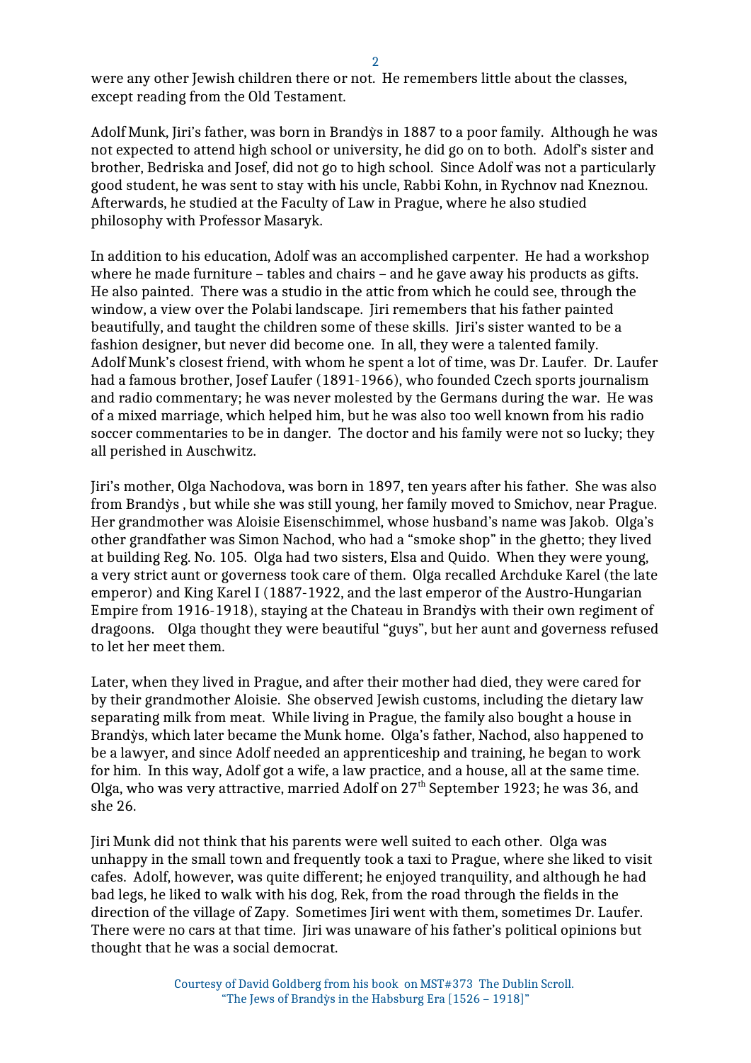were any other Jewish children there or not. He remembers little about the classes, except reading from the Old Testament.

Adolf Munk, Jiri's father, was born in Brandy̍s in 1887 to a poor family. Although he was not expected to attend high school or university, he did go on to both. Adolf's sister and brother, Bedriska and Josef, did not go to high school. Since Adolf was not a particularly good student, he was sent to stay with his uncle, Rabbi Kohn, in Rychnov nad Kneznou. Afterwards, he studied at the Faculty of Law in Prague, where he also studied philosophy with Professor Masaryk.

In addition to his education, Adolf was an accomplished carpenter. He had a workshop where he made furniture – tables and chairs – and he gave away his products as gifts. He also painted. There was a studio in the attic from which he could see, through the window, a view over the Polabi landscape. Jiri remembers that his father painted beautifully, and taught the children some of these skills. Jiri's sister wanted to be a fashion designer, but never did become one. In all, they were a talented family. Adolf Munk's closest friend, with whom he spent a lot of time, was Dr. Laufer. Dr. Laufer had a famous brother, Josef Laufer (1891-1966), who founded Czech sports journalism and radio commentary; he was never molested by the Germans during the war. He was of a mixed marriage, which helped him, but he was also too well known from his radio soccer commentaries to be in danger. The doctor and his family were not so lucky; they all perished in Auschwitz.

Jiri's mother, Olga Nachodova, was born in 1897, ten years after his father. She was also from Brandy̍s , but while she was still young, her family moved to Smichov, near Prague. Her grandmother was Aloisie Eisenschimmel, whose husband's name was Jakob. Olga's other grandfather was Simon Nachod, who had a "smoke shop" in the ghetto; they lived at building Reg. No. 105. Olga had two sisters, Elsa and Quido. When they were young, a very strict aunt or governess took care of them. Olga recalled Archduke Karel (the late emperor) and King Karel I (1887-1922, and the last emperor of the Austro-Hungarian Empire from 1916-1918), staying at the Chateau in Brandy̍s with their own regiment of dragoons. Olga thought they were beautiful "guys", but her aunt and governess refused to let her meet them.

Later, when they lived in Prague, and after their mother had died, they were cared for by their grandmother Aloisie. She observed Jewish customs, including the dietary law separating milk from meat. While living in Prague, the family also bought a house in Brandy̍s, which later became the Munk home. Olga's father, Nachod, also happened to be a lawyer, and since Adolf needed an apprenticeship and training, he began to work for him. In this way, Adolf got a wife, a law practice, and a house, all at the same time. Olga, who was very attractive, married Adolf on 27th September 1923; he was 36, and she 26.

Jiri Munk did not think that his parents were well suited to each other. Olga was unhappy in the small town and frequently took a taxi to Prague, where she liked to visit cafes. Adolf, however, was quite different; he enjoyed tranquility, and although he had bad legs, he liked to walk with his dog, Rek, from the road through the fields in the direction of the village of Zapy. Sometimes Jiri went with them, sometimes Dr. Laufer. There were no cars at that time. Jiri was unaware of his father's political opinions but thought that he was a social democrat.

Courtesy of David Goldberg from his book on MST#373 The Dublin Scroll.
"The Jews of Brandy̍s in the Habsburg Era [1526 – 1918]"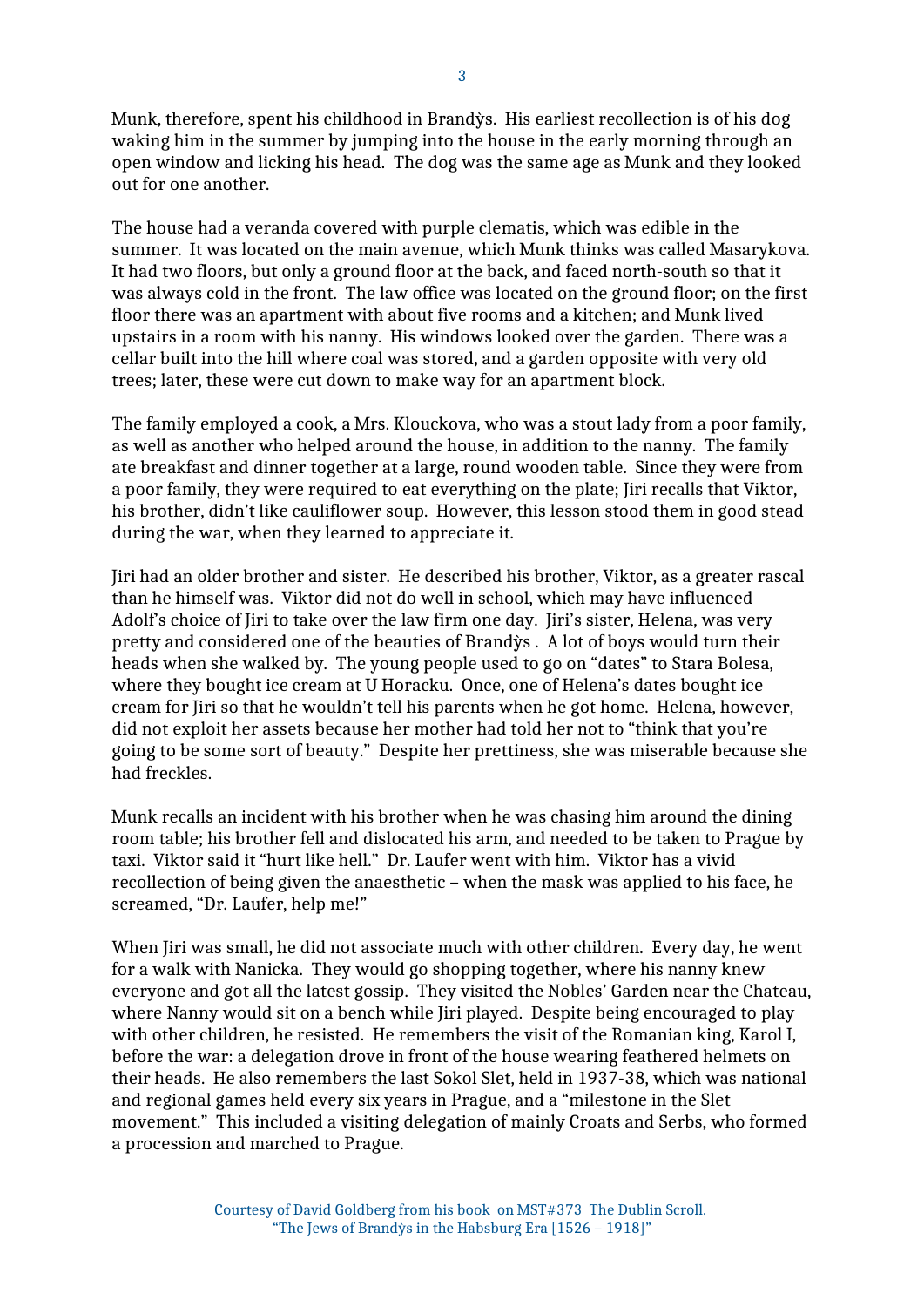Munk, therefore, spent his childhood in Brandýs. His earliest recollection is of his dog waking him in the summer by jumping into the house in the early morning through an open window and licking his head. The dog was the same age as Munk and they looked out for one another.

The house had a veranda covered with purple clematis, which was edible in the summer. It was located on the main avenue, which Munk thinks was called Masarykova. It had two floors, but only a ground floor at the back, and faced north-south so that it was always cold in the front. The law office was located on the ground floor; on the first floor there was an apartment with about five rooms and a kitchen; and Munk lived upstairs in a room with his nanny. His windows looked over the garden. There was a cellar built into the hill where coal was stored, and a garden opposite with very old trees; later, these were cut down to make way for an apartment block.

The family employed a cook, a Mrs. Klouckova, who was a stout lady from a poor family, as well as another who helped around the house, in addition to the nanny. The family ate breakfast and dinner together at a large, round wooden table. Since they were from a poor family, they were required to eat everything on the plate; Jiri recalls that Viktor, his brother, didn't like cauliflower soup. However, this lesson stood them in good stead during the war, when they learned to appreciate it.

Jiri had an older brother and sister. He described his brother, Viktor, as a greater rascal than he himself was. Viktor did not do well in school, which may have influenced Adolf's choice of Jiri to take over the law firm one day. Jiri's sister, Helena, was very pretty and considered one of the beauties of Brandýs . A lot of boys would turn their heads when she walked by. The young people used to go on "dates" to Stara Bolesa, where they bought ice cream at U Horacku. Once, one of Helena's dates bought ice cream for Jiri so that he wouldn't tell his parents when he got home. Helena, however, did not exploit her assets because her mother had told her not to "think that you're going to be some sort of beauty." Despite her prettiness, she was miserable because she had freckles.

Munk recalls an incident with his brother when he was chasing him around the dining room table; his brother fell and dislocated his arm, and needed to be taken to Prague by taxi. Viktor said it "hurt like hell." Dr. Laufer went with him. Viktor has a vivid recollection of being given the anaesthetic – when the mask was applied to his face, he screamed, "Dr. Laufer, help me!"

When Jiri was small, he did not associate much with other children. Every day, he went for a walk with Nanicka. They would go shopping together, where his nanny knew everyone and got all the latest gossip. They visited the Nobles' Garden near the Chateau, where Nanny would sit on a bench while Jiri played. Despite being encouraged to play with other children, he resisted. He remembers the visit of the Romanian king, Karol I, before the war: a delegation drove in front of the house wearing feathered helmets on their heads. He also remembers the last Sokol Slet, held in 1937-38, which was national and regional games held every six years in Prague, and a "milestone in the Slet movement." This included a visiting delegation of mainly Croats and Serbs, who formed a procession and marched to Prague.

Courtesy of David Goldberg from his book on MST#373 The Dublin Scroll. "The Jews of Brandýs in the Habsburg Era [1526 – 1918]"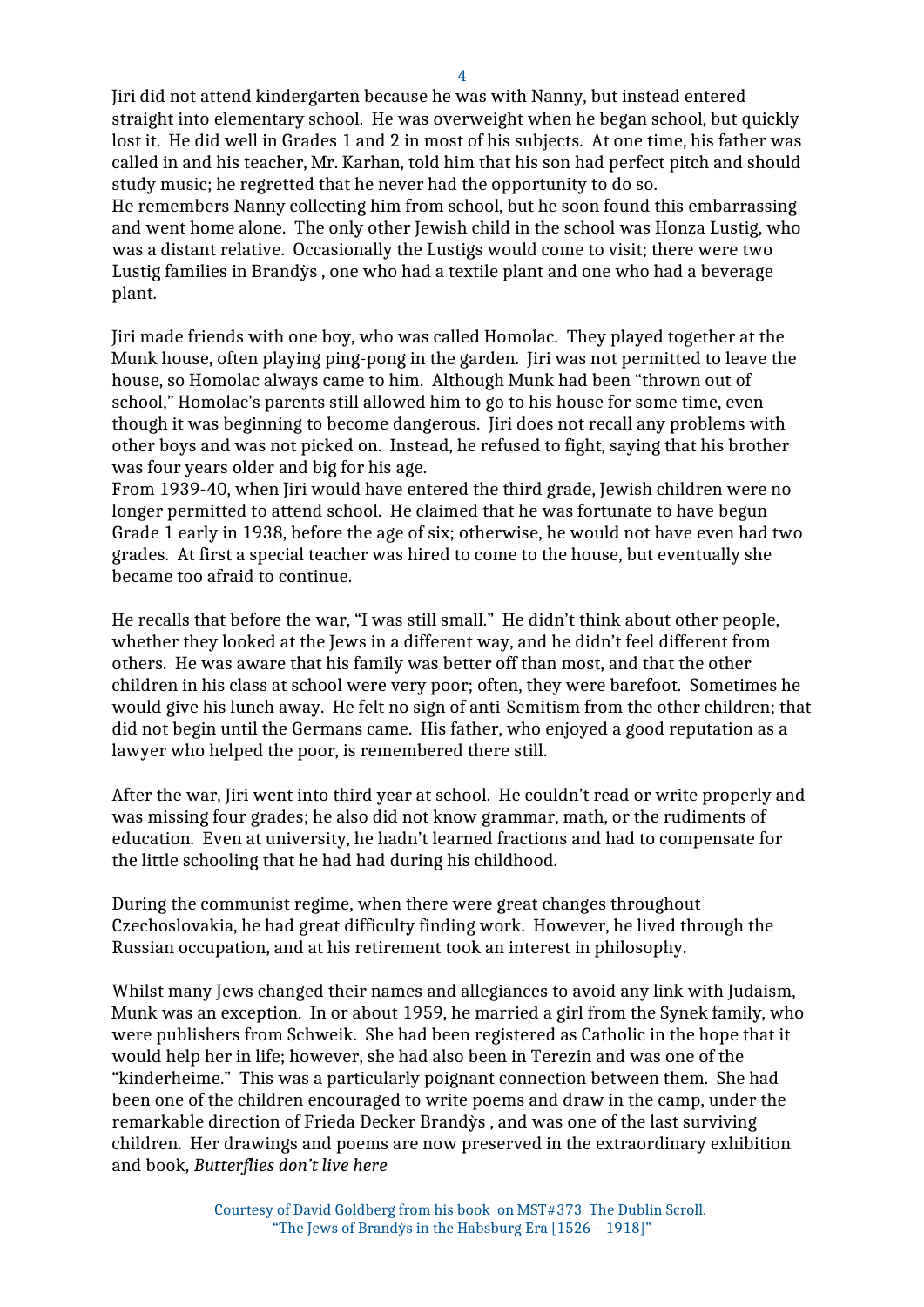Jiri did not attend kindergarten because he was with Nanny, but instead entered straight into elementary school. He was overweight when he began school, but quickly lost it. He did well in Grades 1 and 2 in most of his subjects. At one time, his father was called in and his teacher, Mr. Karhan, told him that his son had perfect pitch and should study music; he regretted that he never had the opportunity to do so.

He remembers Nanny collecting him from school, but he soon found this embarrassing and went home alone. The only other Jewish child in the school was Honza Lustig, who was a distant relative. Occasionally the Lustigs would come to visit; there were two Lustig families in Brandỳs , one who had a textile plant and one who had a beverage plant.

Jiri made friends with one boy, who was called Homolac. They played together at the Munk house, often playing ping-pong in the garden. Jiri was not permitted to leave the house, so Homolac always came to him. Although Munk had been "thrown out of school," Homolac's parents still allowed him to go to his house for some time, even though it was beginning to become dangerous. Jiri does not recall any problems with other boys and was not picked on. Instead, he refused to fight, saying that his brother was four years older and big for his age.

From 1939-40, when Jiri would have entered the third grade, Jewish children were no longer permitted to attend school. He claimed that he was fortunate to have begun Grade 1 early in 1938, before the age of six; otherwise, he would not have even had two grades. At first a special teacher was hired to come to the house, but eventually she became too afraid to continue.

He recalls that before the war, "I was still small." He didn't think about other people, whether they looked at the Jews in a different way, and he didn't feel different from others. He was aware that his family was better off than most, and that the other children in his class at school were very poor; often, they were barefoot. Sometimes he would give his lunch away. He felt no sign of anti-Semitism from the other children; that did not begin until the Germans came. His father, who enjoyed a good reputation as a lawyer who helped the poor, is remembered there still.

After the war, Jiri went into third year at school. He couldn't read or write properly and was missing four grades; he also did not know grammar, math, or the rudiments of education. Even at university, he hadn't learned fractions and had to compensate for the little schooling that he had had during his childhood.

During the communist regime, when there were great changes throughout Czechoslovakia, he had great difficulty finding work. However, he lived through the Russian occupation, and at his retirement took an interest in philosophy.

Whilst many Jews changed their names and allegiances to avoid any link with Judaism, Munk was an exception. In or about 1959, he married a girl from the Synek family, who were publishers from Schweik. She had been registered as Catholic in the hope that it would help her in life; however, she had also been in Terezin and was one of the "kinderheime." This was a particularly poignant connection between them. She had been one of the children encouraged to write poems and draw in the camp, under the remarkable direction of Frieda Decker Brandỳs , and was one of the last surviving children. Her drawings and poems are now preserved in the extraordinary exhibition and book, *Butterflies don't live here*

Courtesy of David Goldberg from his book on MST#373 The Dublin Scroll.
"The Jews of Brandỳs in the Habsburg Era [1526 – 1918]"